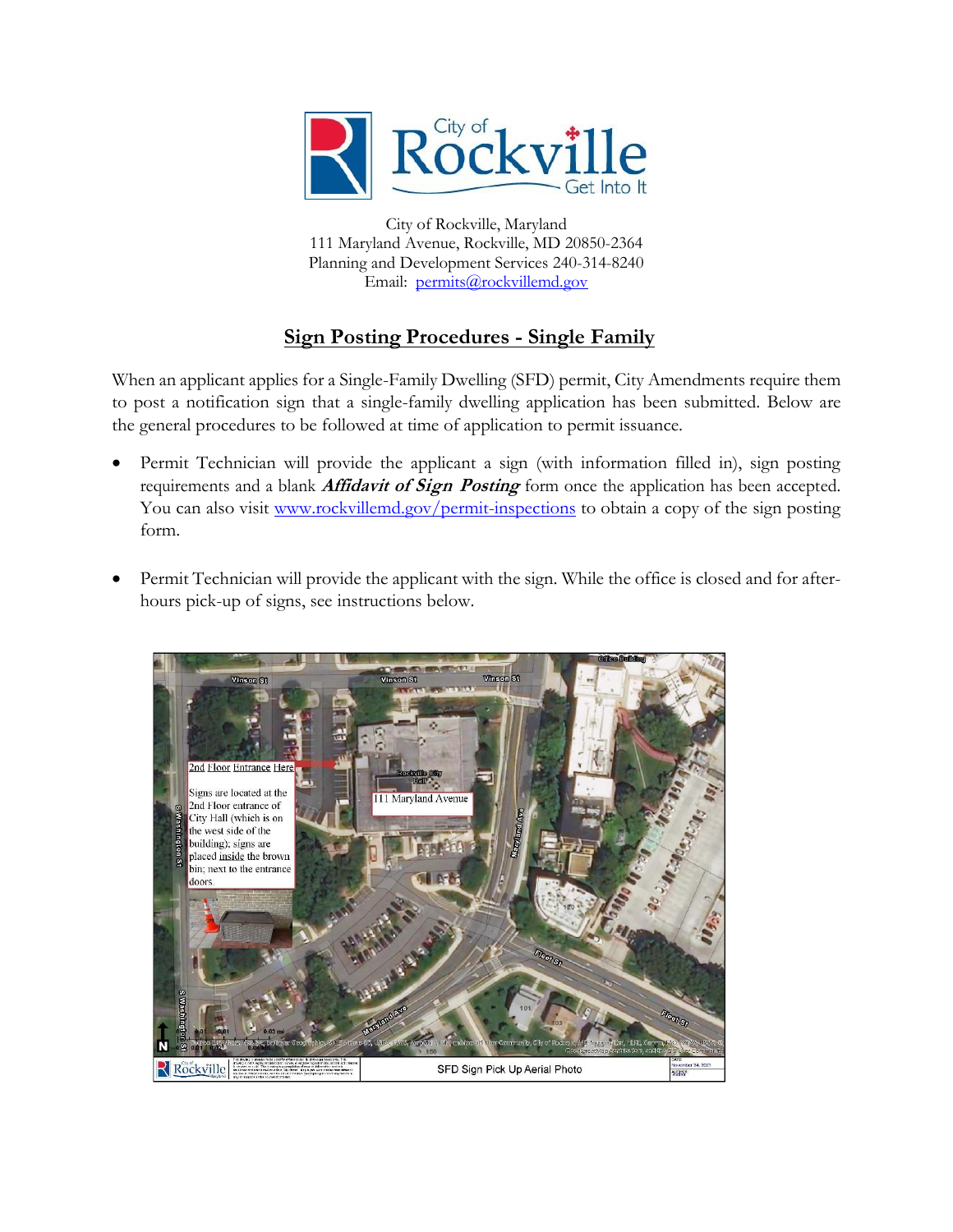City of Rockville, Maryland
111 Maryland Avenue, Rockville, MD 20850-2364
Planning and Development Services 240-314-8240
Email: permits@rockvillemd.gov

## Sign Posting Procedures - Single Family

When an applicant applies for a Single-Family Dwelling (SFD) permit, City Amendments require them to post a notification sign that a single-family dwelling application has been submitted. Below are the general procedures to be followed at time of application to permit issuance.

- Permit Technician will provide the applicant a sign (with information filled in), sign posting requirements and a blank ***Affidavit of Sign Posting*** form once the application has been accepted. You can also visit www.rockvillemd.gov/permit-inspections to obtain a copy of the sign posting form.

- Permit Technician will provide the applicant with the sign. While the office is closed and for after-hours pick-up of signs, see instructions below.

2nd Floor Entrance Here

Signs are located at the 2nd Floor entrance of City Hall (which is on the west side of the building); signs are placed inside the brown bin; next to the entrance doors.

111 Maryland Avenue

SFD Sign Pick Up Aerial Photo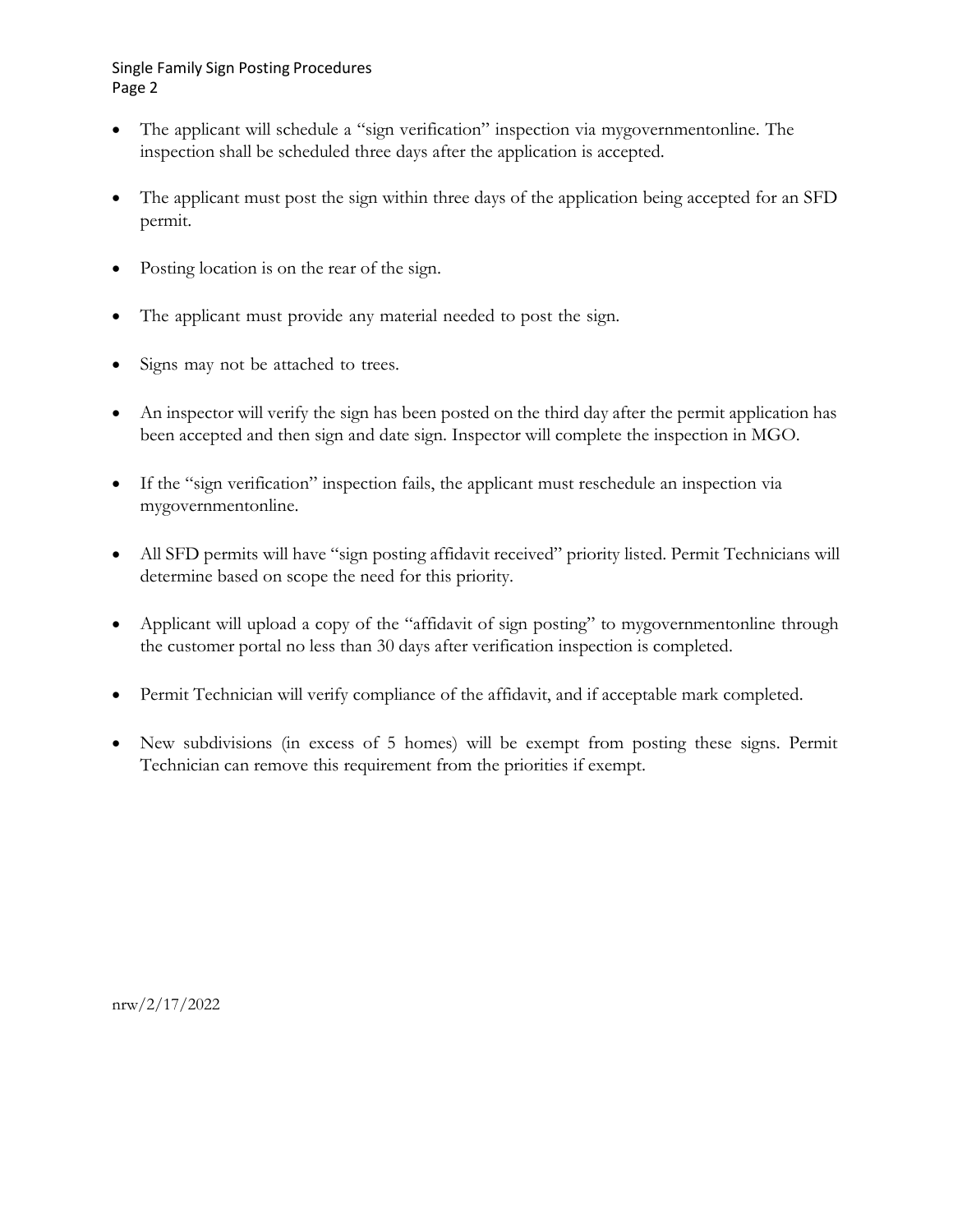- The applicant will schedule a "sign verification" inspection via mygovernmentonline. The inspection shall be scheduled three days after the application is accepted.

- The applicant must post the sign within three days of the application being accepted for an SFD permit.

- Posting location is on the rear of the sign.

- The applicant must provide any material needed to post the sign.

- Signs may not be attached to trees.

- An inspector will verify the sign has been posted on the third day after the permit application has been accepted and then sign and date sign. Inspector will complete the inspection in MGO.

- If the "sign verification" inspection fails, the applicant must reschedule an inspection via mygovernmentonline.

- All SFD permits will have "sign posting affidavit received" priority listed. Permit Technicians will determine based on scope the need for this priority.

- Applicant will upload a copy of the "affidavit of sign posting" to mygovernmentonline through the customer portal no less than 30 days after verification inspection is completed.

- Permit Technician will verify compliance of the affidavit, and if acceptable mark completed.

- New subdivisions (in excess of 5 homes) will be exempt from posting these signs. Permit Technician can remove this requirement from the priorities if exempt.

nrw/2/17/2022